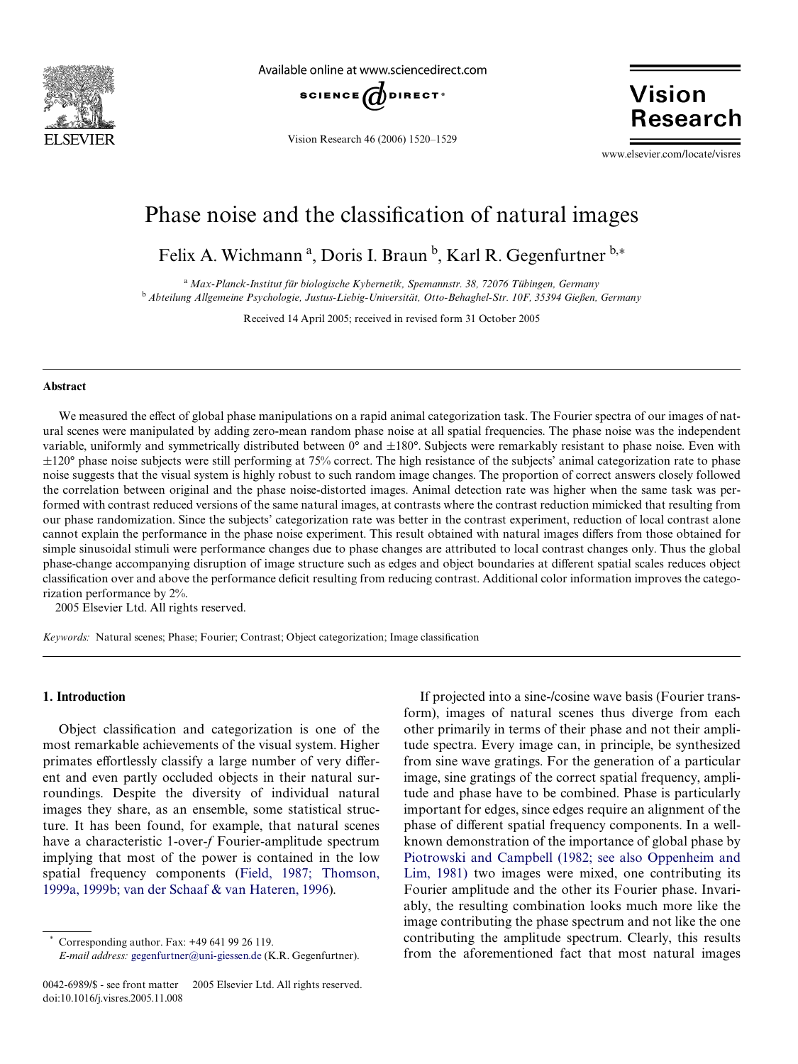# Phase noise and the classification of natural images

Felix A. Wichmann [a], Doris I. Braun [b], Karl R. Gegenfurtner [b,*]

[a] *Max-Planck-Institut für biologische Kybernetik, Spemannstr. 38, 72076 Tübingen, Germany*
[b] *Abteilung Allgemeine Psychologie, Justus-Liebig-Universität, Otto-Behaghel-Str. 10F, 35394 Gießen, Germany*

Received 14 April 2005; received in revised form 31 October 2005

## Abstract

We measured the effect of global phase manipulations on a rapid animal categorization task. The Fourier spectra of our images of natural scenes were manipulated by adding zero-mean random phase noise at all spatial frequencies. The phase noise was the independent variable, uniformly and symmetrically distributed between 0° and ±180°. Subjects were remarkably resistant to phase noise. Even with ±120° phase noise subjects were still performing at 75% correct. The high resistance of the subjects' animal categorization rate to phase noise suggests that the visual system is highly robust to such random image changes. The proportion of correct answers closely followed the correlation between original and the phase noise-distorted images. Animal detection rate was higher when the same task was performed with contrast reduced versions of the same natural images, at contrasts where the contrast reduction mimicked that resulting from our phase randomization. Since the subjects' categorization rate was better in the contrast experiment, reduction of local contrast alone cannot explain the performance in the phase noise experiment. This result obtained with natural images differs from those obtained for simple sinusoidal stimuli were performance changes due to phase changes are attributed to local contrast changes only. Thus the global phase-change accompanying disruption of image structure such as edges and object boundaries at different spatial scales reduces object classification over and above the performance deficit resulting from reducing contrast. Additional color information improves the categorization performance by 2%.

2005 Elsevier Ltd. All rights reserved.

*Keywords:* Natural scenes; Phase; Fourier; Contrast; Object categorization; Image classification

## 1. Introduction

Object classification and categorization is one of the most remarkable achievements of the visual system. Higher primates effortlessly classify a large number of very different and even partly occluded objects in their natural surroundings. Despite the diversity of individual natural images they share, as an ensemble, some statistical structure. It has been found, for example, that natural scenes have a characteristic 1-over-*f* Fourier-amplitude spectrum implying that most of the power is contained in the low spatial frequency components (Field, 1987; Thomson, 1999a, 1999b; van der Schaaf & van Hateren, 1996).

If projected into a sine-/cosine wave basis (Fourier transform), images of natural scenes thus diverge from each other primarily in terms of their phase and not their amplitude spectra. Every image can, in principle, be synthesized from sine wave gratings. For the generation of a particular image, sine gratings of the correct spatial frequency, amplitude and phase have to be combined. Phase is particularly important for edges, since edges require an alignment of the phase of different spatial frequency components. In a well-known demonstration of the importance of global phase by Piotrowski and Campbell (1982; see also Oppenheim and Lim, 1981) two images were mixed, one contributing its Fourier amplitude and the other its Fourier phase. Invariably, the resulting combination looks much more like the image contributing the phase spectrum and not like the one contributing the amplitude spectrum. Clearly, this results from the aforementioned fact that most natural images

* Corresponding author. Fax: +49 641 99 26 119.
*E-mail address:* gegenfurtner@uni-giessen.de (K.R. Gegenfurtner).

0042-6989/$ - see front matter 2005 Elsevier Ltd. All rights reserved.
doi:10.1016/j.visres.2005.11.008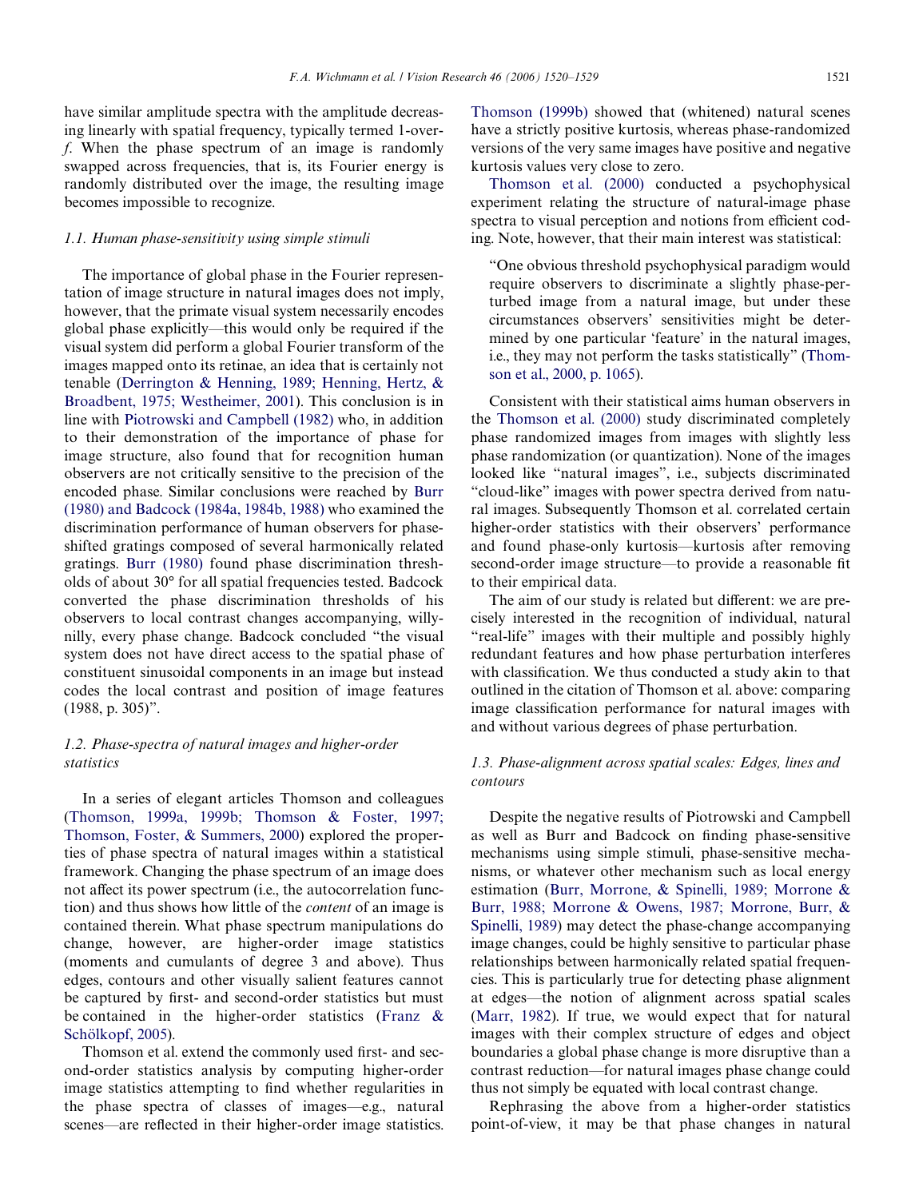have similar amplitude spectra with the amplitude decreasing linearly with spatial frequency, typically termed 1-over-*f*. When the phase spectrum of an image is randomly swapped across frequencies, that is, its Fourier energy is randomly distributed over the image, the resulting image becomes impossible to recognize.

### 1.1. Human phase-sensitivity using simple stimuli

The importance of global phase in the Fourier representation of image structure in natural images does not imply, however, that the primate visual system necessarily encodes global phase explicitly—this would only be required if the visual system did perform a global Fourier transform of the images mapped onto its retinae, an idea that is certainly not tenable (Derrington & Henning, 1989; Henning, Hertz, & Broadbent, 1975; Westheimer, 2001). This conclusion is in line with Piotrowski and Campbell (1982) who, in addition to their demonstration of the importance of phase for image structure, also found that for recognition human observers are not critically sensitive to the precision of the encoded phase. Similar conclusions were reached by Burr (1980) and Badcock (1984a, 1984b, 1988) who examined the discrimination performance of human observers for phase-shifted gratings composed of several harmonically related gratings. Burr (1980) found phase discrimination thresholds of about 30° for all spatial frequencies tested. Badcock converted the phase discrimination thresholds of his observers to local contrast changes accompanying, willy-nilly, every phase change. Badcock concluded "the visual system does not have direct access to the spatial phase of constituent sinusoidal components in an image but instead codes the local contrast and position of image features (1988, p. 305)".

### 1.2. Phase-spectra of natural images and higher-order statistics

In a series of elegant articles Thomson and colleagues (Thomson, 1999a, 1999b; Thomson & Foster, 1997; Thomson, Foster, & Summers, 2000) explored the properties of phase spectra of natural images within a statistical framework. Changing the phase spectrum of an image does not affect its power spectrum (i.e., the autocorrelation function) and thus shows how little of the *content* of an image is contained therein. What phase spectrum manipulations do change, however, are higher-order image statistics (moments and cumulants of degree 3 and above). Thus edges, contours and other visually salient features cannot be captured by first- and second-order statistics but must be contained in the higher-order statistics (Franz & Schölkopf, 2005).

Thomson et al. extend the commonly used first- and second-order statistics analysis by computing higher-order image statistics attempting to find whether regularities in the phase spectra of classes of images—e.g., natural scenes—are reflected in their higher-order image statistics. Thomson (1999b) showed that (whitened) natural scenes have a strictly positive kurtosis, whereas phase-randomized versions of the very same images have positive and negative kurtosis values very close to zero.

Thomson et al. (2000) conducted a psychophysical experiment relating the structure of natural-image phase spectra to visual perception and notions from efficient coding. Note, however, that their main interest was statistical:

> "One obvious threshold psychophysical paradigm would require observers to discriminate a slightly phase-perturbed image from a natural image, but under these circumstances observers' sensitivities might be determined by one particular 'feature' in the natural images, i.e., they may not perform the tasks statistically" (Thomson et al., 2000, p. 1065).

Consistent with their statistical aims human observers in the Thomson et al. (2000) study discriminated completely phase randomized images from images with slightly less phase randomization (or quantization). None of the images looked like "natural images", i.e., subjects discriminated "cloud-like" images with power spectra derived from natural images. Subsequently Thomson et al. correlated certain higher-order statistics with their observers' performance and found phase-only kurtosis—kurtosis after removing second-order image structure—to provide a reasonable fit to their empirical data.

The aim of our study is related but different: we are precisely interested in the recognition of individual, natural "real-life" images with their multiple and possibly highly redundant features and how phase perturbation interferes with classification. We thus conducted a study akin to that outlined in the citation of Thomson et al. above: comparing image classification performance for natural images with and without various degrees of phase perturbation.

### 1.3. Phase-alignment across spatial scales: Edges, lines and contours

Despite the negative results of Piotrowski and Campbell as well as Burr and Badcock on finding phase-sensitive mechanisms using simple stimuli, phase-sensitive mechanisms, or whatever other mechanism such as local energy estimation (Burr, Morrone, & Spinelli, 1989; Morrone & Burr, 1988; Morrone & Owens, 1987; Morrone, Burr, & Spinelli, 1989) may detect the phase-change accompanying image changes, could be highly sensitive to particular phase relationships between harmonically related spatial frequencies. This is particularly true for detecting phase alignment at edges—the notion of alignment across spatial scales (Marr, 1982). If true, we would expect that for natural images with their complex structure of edges and object boundaries a global phase change is more disruptive than a contrast reduction—for natural images phase change could thus not simply be equated with local contrast change.

Rephrasing the above from a higher-order statistics point-of-view, it may be that phase changes in natural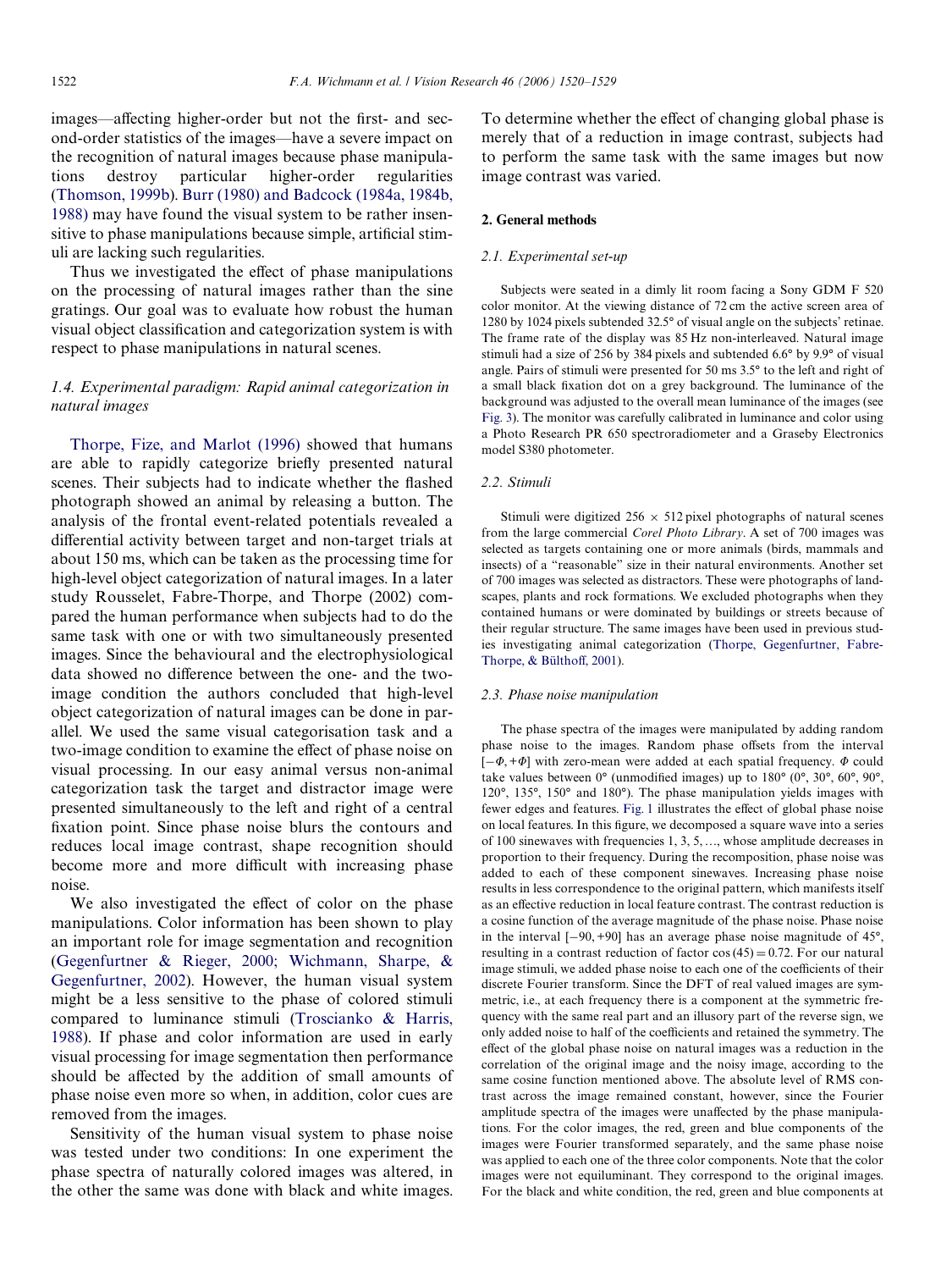images—affecting higher-order but not the first- and second-order statistics of the images—have a severe impact on the recognition of natural images because phase manipulations destroy particular higher-order regularities (Thomson, 1999b). Burr (1980) and Badcock (1984a, 1984b, 1988) may have found the visual system to be rather insensitive to phase manipulations because simple, artificial stimuli are lacking such regularities.

Thus we investigated the effect of phase manipulations on the processing of natural images rather than the sine gratings. Our goal was to evaluate how robust the human visual object classification and categorization system is with respect to phase manipulations in natural scenes.

### 1.4. Experimental paradigm: Rapid animal categorization in natural images

Thorpe, Fize, and Marlot (1996) showed that humans are able to rapidly categorize briefly presented natural scenes. Their subjects had to indicate whether the flashed photograph showed an animal by releasing a button. The analysis of the frontal event-related potentials revealed a differential activity between target and non-target trials at about 150 ms, which can be taken as the processing time for high-level object categorization of natural images. In a later study Rousselet, Fabre-Thorpe, and Thorpe (2002) compared the human performance when subjects had to do the same task with one or with two simultaneously presented images. Since the behavioural and the electrophysiological data showed no difference between the one- and the two-image condition the authors concluded that high-level object categorization of natural images can be done in parallel. We used the same visual categorisation task and a two-image condition to examine the effect of phase noise on visual processing. In our easy animal versus non-animal categorization task the target and distractor image were presented simultaneously to the left and right of a central fixation point. Since phase noise blurs the contours and reduces local image contrast, shape recognition should become more and more difficult with increasing phase noise.

We also investigated the effect of color on the phase manipulations. Color information has been shown to play an important role for image segmentation and recognition (Gegenfurtner & Rieger, 2000; Wichmann, Sharpe, & Gegenfurtner, 2002). However, the human visual system might be a less sensitive to the phase of colored stimuli compared to luminance stimuli (Troscianko & Harris, 1988). If phase and color information are used in early visual processing for image segmentation then performance should be affected by the addition of small amounts of phase noise even more so when, in addition, color cues are removed from the images.

Sensitivity of the human visual system to phase noise was tested under two conditions: In one experiment the phase spectra of naturally colored images was altered, in the other the same was done with black and white images. To determine whether the effect of changing global phase is merely that of a reduction in image contrast, subjects had to perform the same task with the same images but now image contrast was varied.

## 2. General methods

### 2.1. Experimental set-up

Subjects were seated in a dimly lit room facing a Sony GDM F 520 color monitor. At the viewing distance of 72 cm the active screen area of 1280 by 1024 pixels subtended 32.5° of visual angle on the subjects' retinae. The frame rate of the display was 85 Hz non-interleaved. Natural image stimuli had a size of 256 by 384 pixels and subtended 6.6° by 9.9° of visual angle. Pairs of stimuli were presented for 50 ms 3.5° to the left and right of a small black fixation dot on a grey background. The luminance of the background was adjusted to the overall mean luminance of the images (see Fig. 3). The monitor was carefully calibrated in luminance and color using a Photo Research PR 650 spectroradiometer and a Graseby Electronics model S380 photometer.

### 2.2. Stimuli

Stimuli were digitized $256 \times 512$ pixel photographs of natural scenes from the large commercial *Corel Photo Library*. A set of 700 images was selected as targets containing one or more animals (birds, mammals and insects) of a "reasonable" size in their natural environments. Another set of 700 images was selected as distractors. These were photographs of landscapes, plants and rock formations. We excluded photographs when they contained humans or were dominated by buildings or streets because of their regular structure. The same images have been used in previous studies investigating animal categorization (Thorpe, Gegenfurtner, Fabre-Thorpe, & Bülthoff, 2001).

### 2.3. Phase noise manipulation

The phase spectra of the images were manipulated by adding random phase noise to the images. Random phase offsets from the interval $[-\Phi, +\Phi]$ with zero-mean were added at each spatial frequency. $\Phi$ could take values between 0° (unmodified images) up to 180° (0°, 30°, 60°, 90°, 120°, 135°, 150° and 180°). The phase manipulation yields images with fewer edges and features. Fig. 1 illustrates the effect of global phase noise on local features. In this figure, we decomposed a square wave into a series of 100 sinewaves with frequencies 1, 3, 5, ..., whose amplitude decreases in proportion to their frequency. During the recomposition, phase noise was added to each of these component sinewaves. Increasing phase noise results in less correspondence to the original pattern, which manifests itself as an effective reduction in local feature contrast. The contrast reduction is a cosine function of the average magnitude of the phase noise. Phase noise in the interval $[-90, +90]$ has an average phase noise magnitude of 45°, resulting in a contrast reduction of factor $\cos(45) = 0.72$. For our natural image stimuli, we added phase noise to each one of the coefficients of their discrete Fourier transform. Since the DFT of real valued images are symmetric, i.e., at each frequency there is a component at the symmetric frequency with the same real part and an illusory part of the reverse sign, we only added noise to half of the coefficients and retained the symmetry. The effect of the global phase noise on natural images was a reduction in the correlation of the original image and the noisy image, according to the same cosine function mentioned above. The absolute level of RMS contrast across the image remained constant, however, since the Fourier amplitude spectra of the images were unaffected by the phase manipulations. For the color images, the red, green and blue components of the images were Fourier transformed separately, and the same phase noise was applied to each one of the three color components. Note that the color images were not equiluminant. They correspond to the original images. For the black and white condition, the red, green and blue components at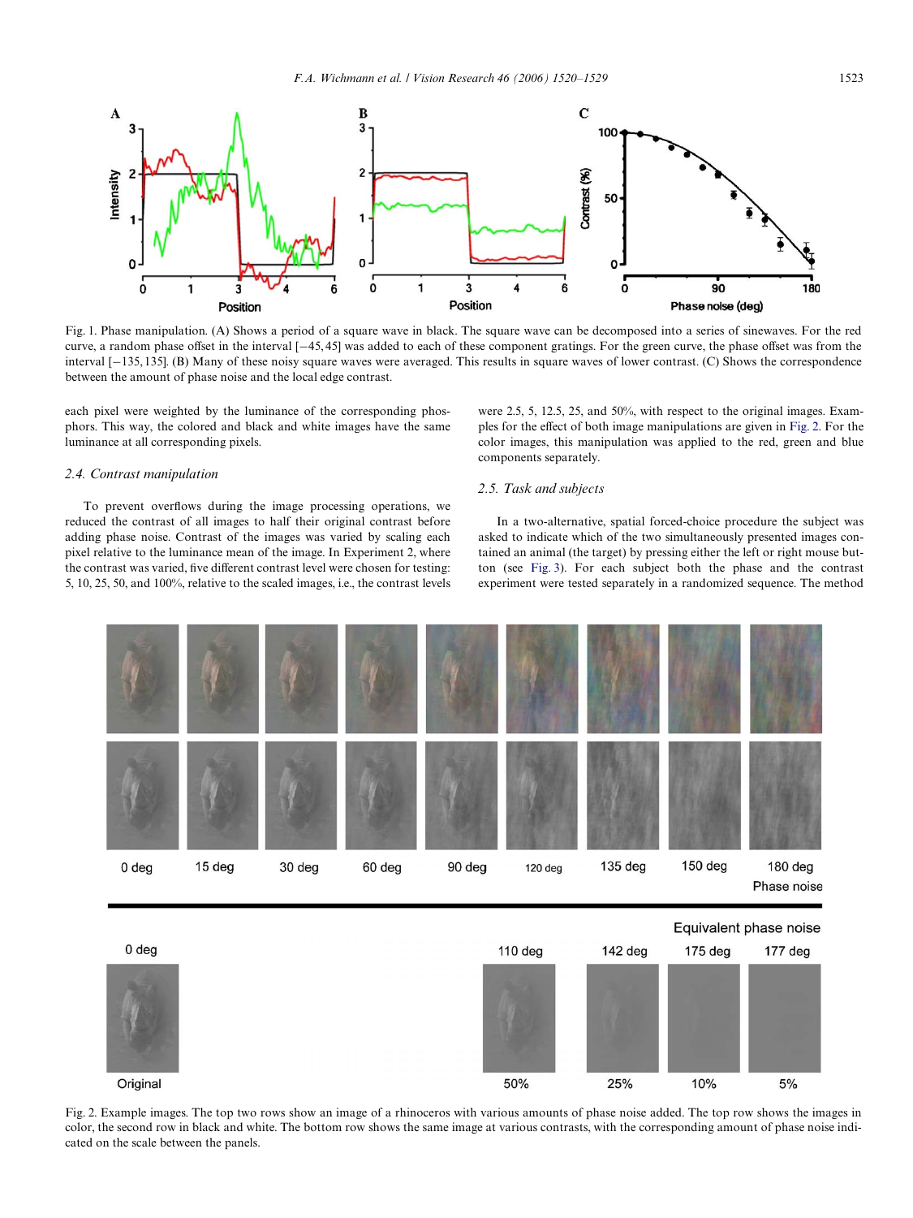A

3

2

1

0

Intensity

0 1 3 4 6

Position

B

3

2

1

0

0 1 3 4 6

Position

C

100

50

0

Contrast (%)

0 90 180

Phase noise (deg)

Fig. 1. Phase manipulation. (A) Shows a period of a square wave in black. The square wave can be decomposed into a series of sinewaves. For the red curve, a random phase offset in the interval [−45, 45] was added to each of these component gratings. For the green curve, the phase offset was from the interval [−135, 135]. (B) Many of these noisy square waves were averaged. This results in square waves of lower contrast. (C) Shows the correspondence between the amount of phase noise and the local edge contrast.

each pixel were weighted by the luminance of the corresponding phosphors. This way, the colored and black and white images have the same luminance at all corresponding pixels.

### 2.4. Contrast manipulation

To prevent overflows during the image processing operations, we reduced the contrast of all images to half their original contrast before adding phase noise. Contrast of the images was varied by scaling each pixel relative to the luminance mean of the image. In Experiment 2, where the contrast was varied, five different contrast level were chosen for testing: 5, 10, 25, 50, and 100%, relative to the scaled images, i.e., the contrast levels were 2.5, 5, 12.5, 25, and 50%, with respect to the original images. Examples for the effect of both image manipulations are given in Fig. 2. For the color images, this manipulation was applied to the red, green and blue components separately.

### 2.5. Task and subjects

In a two-alternative, spatial forced-choice procedure the subject was asked to indicate which of the two simultaneously presented images contained an animal (the target) by pressing either the left or right mouse button (see Fig. 3). For each subject both the phase and the contrast experiment were tested separately in a randomized sequence. The method

0 deg 15 deg 30 deg 60 deg 90 deg 120 deg 135 deg 150 deg 180 deg

Phase noise

Equivalent phase noise

0 deg 110 deg 142 deg 175 deg 177 deg

Original 50% 25% 10% 5%

Fig. 2. Example images. The top two rows show an image of a rhinoceros with various amounts of phase noise added. The top row shows the images in color, the second row in black and white. The bottom row shows the same image at various contrasts, with the corresponding amount of phase noise indicated on the scale between the panels.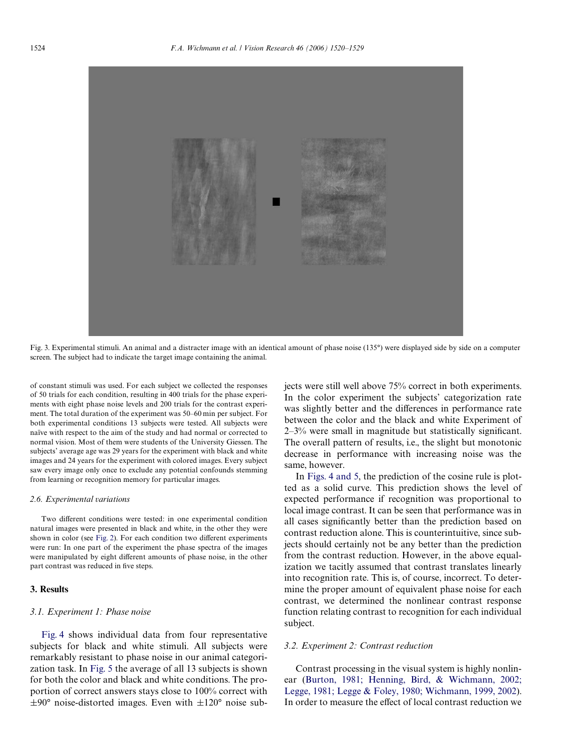Fig. 3. Experimental stimuli. An animal and a distracter image with an identical amount of phase noise (135°) were displayed side by side on a computer screen. The subject had to indicate the target image containing the animal.

of constant stimuli was used. For each subject we collected the responses of 50 trials for each condition, resulting in 400 trials for the phase experiments with eight phase noise levels and 200 trials for the contrast experiment. The total duration of the experiment was 50–60 min per subject. For both experimental conditions 13 subjects were tested. All subjects were naïve with respect to the aim of the study and had normal or corrected to normal vision. Most of them were students of the University Giessen. The subjects' average age was 29 years for the experiment with black and white images and 24 years for the experiment with colored images. Every subject saw every image only once to exclude any potential confounds stemming from learning or recognition memory for particular images.

### 2.6. Experimental variations

Two different conditions were tested: in one experimental condition natural images were presented in black and white, in the other they were shown in color (see Fig. 2). For each condition two different experiments were run: In one part of the experiment the phase spectra of the images were manipulated by eight different amounts of phase noise, in the other part contrast was reduced in five steps.

## 3. Results

### 3.1. Experiment 1: Phase noise

Fig. 4 shows individual data from four representative subjects for black and white stimuli. All subjects were remarkably resistant to phase noise in our animal categorization task. In Fig. 5 the average of all 13 subjects is shown for both the color and black and white conditions. The proportion of correct answers stays close to 100% correct with ±90° noise-distorted images. Even with ±120° noise subjects were still well above 75% correct in both experiments. In the color experiment the subjects' categorization rate was slightly better and the differences in performance rate between the color and the black and white Experiment of 2–3% were small in magnitude but statistically significant. The overall pattern of results, i.e., the slight but monotonic decrease in performance with increasing noise was the same, however.

In Figs. 4 and 5, the prediction of the cosine rule is plotted as a solid curve. This prediction shows the level of expected performance if recognition was proportional to local image contrast. It can be seen that performance was in all cases significantly better than the prediction based on contrast reduction alone. This is counterintuitive, since subjects should certainly not be any better than the prediction from the contrast reduction. However, in the above equalization we tacitly assumed that contrast translates linearly into recognition rate. This is, of course, incorrect. To determine the proper amount of equivalent phase noise for each contrast, we determined the nonlinear contrast response function relating contrast to recognition for each individual subject.

### 3.2. Experiment 2: Contrast reduction

Contrast processing in the visual system is highly nonlinear (Burton, 1981; Henning, Bird, & Wichmann, 2002; Legge, 1981; Legge & Foley, 1980; Wichmann, 1999, 2002). In order to measure the effect of local contrast reduction we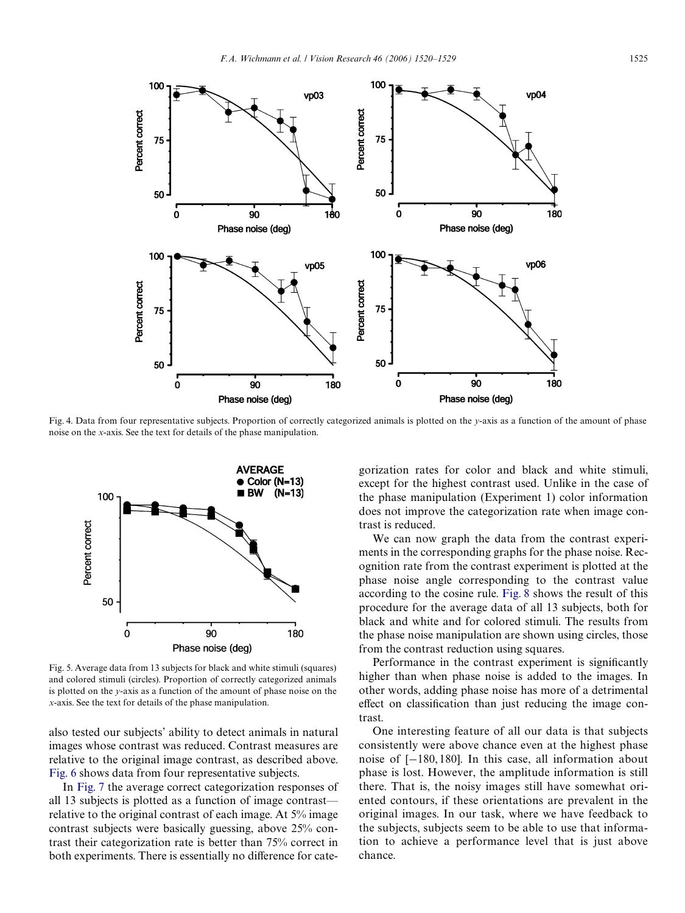vp03

Percent correct

100

75

50

0

90

180

Phase noise (deg)

vp04

Percent correct

100

75

50

0

90

180

Phase noise (deg)

vp05

Percent correct

100

75

50

0

90

180

Phase noise (deg)

vp06

Percent correct

100

75

50

0

90

180

Phase noise (deg)

Fig. 4. Data from four representative subjects. Proportion of correctly categorized animals is plotted on the $y$-axis as a function of the amount of phase noise on the $x$-axis. See the text for details of the phase manipulation.

AVERAGE

● Color (N=13)

■ BW (N=13)

Percent correct

100

50

0

90

180

Phase noise (deg)

Fig. 5. Average data from 13 subjects for black and white stimuli (squares) and colored stimuli (circles). Proportion of correctly categorized animals is plotted on the $y$-axis as a function of the amount of phase noise on the $x$-axis. See the text for details of the phase manipulation.

also tested our subjects' ability to detect animals in natural images whose contrast was reduced. Contrast measures are relative to the original image contrast, as described above. Fig. 6 shows data from four representative subjects.

In Fig. 7 the average correct categorization responses of all 13 subjects is plotted as a function of image contrast—relative to the original contrast of each image. At 5% image contrast subjects were basically guessing, above 25% contrast their categorization rate is better than 75% correct in both experiments. There is essentially no difference for categorization rates for color and black and white stimuli, except for the highest contrast used. Unlike in the case of the phase manipulation (Experiment 1) color information does not improve the categorization rate when image contrast is reduced.

We can now graph the data from the contrast experiments in the corresponding graphs for the phase noise. Recognition rate from the contrast experiment is plotted at the phase noise angle corresponding to the contrast value according to the cosine rule. Fig. 8 shows the result of this procedure for the average data of all 13 subjects, both for black and white and for colored stimuli. The results from the phase noise manipulation are shown using circles, those from the contrast reduction using squares.

Performance in the contrast experiment is significantly higher than when phase noise is added to the images. In other words, adding phase noise has more of a detrimental effect on classification than just reducing the image contrast.

One interesting feature of all our data is that subjects consistently were above chance even at the highest phase noise of $[-180, 180]$. In this case, all information about phase is lost. However, the amplitude information is still there. That is, the noisy images still have somewhat oriented contours, if these orientations are prevalent in the original images. In our task, where we have feedback to the subjects, subjects seem to be able to use that information to achieve a performance level that is just above chance.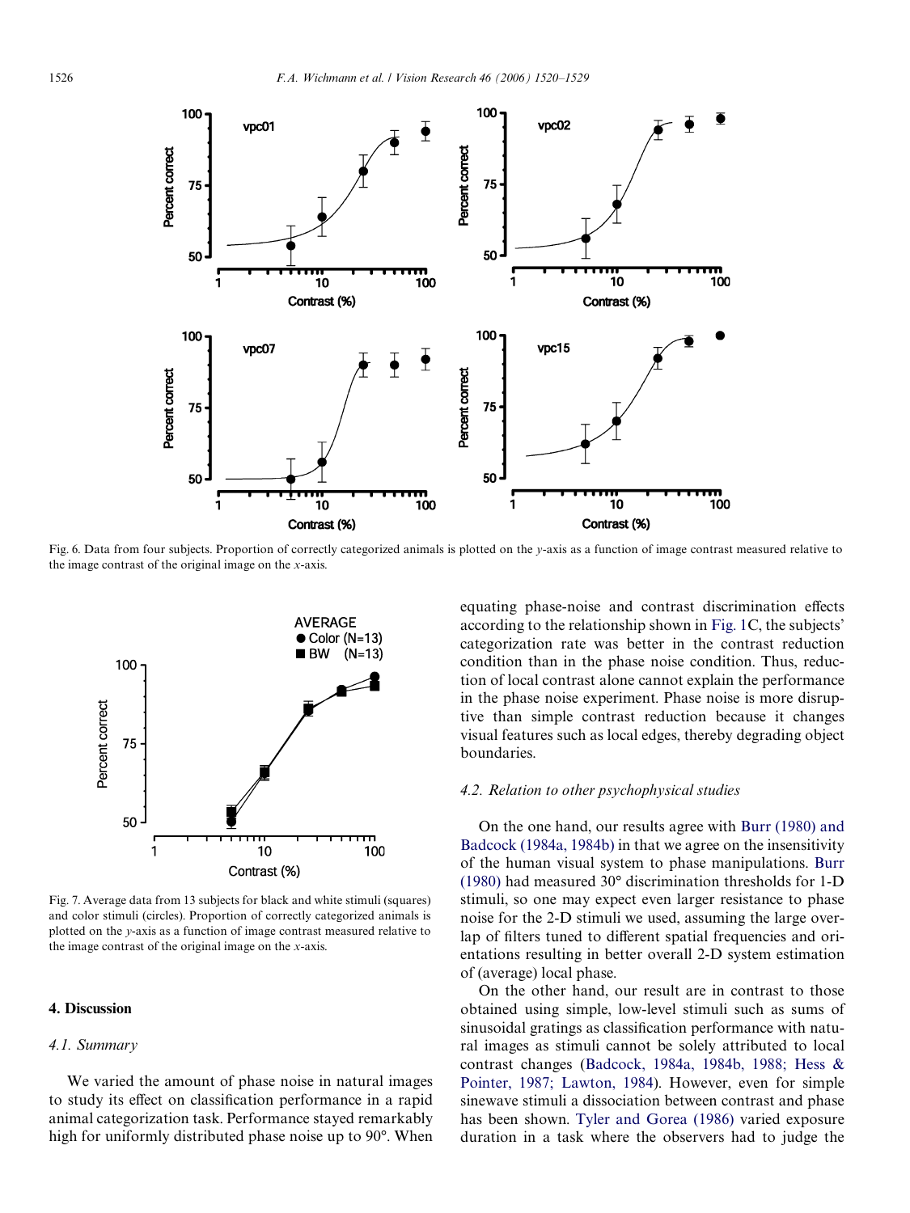vpc01

100

75

50

Percent correct

1

10

100

Contrast (%)

vpc02

100

75

50

Percent correct

1

10

100

Contrast (%)

vpc07

100

75

50

Percent correct

1

10

100

Contrast (%)

vpc15

100

75

50

Percent correct

1

10

100

Contrast (%)

Fig. 6. Data from four subjects. Proportion of correctly categorized animals is plotted on the *y*-axis as a function of image contrast measured relative to the image contrast of the original image on the *x*-axis.

AVERAGE

● Color (N=13)

■ BW (N=13)

100

75

50

Percent correct

1

10

100

Contrast (%)

Fig. 7. Average data from 13 subjects for black and white stimuli (squares) and color stimuli (circles). Proportion of correctly categorized animals is plotted on the *y*-axis as a function of image contrast measured relative to the image contrast of the original image on the *x*-axis.

## 4. Discussion

### 4.1. Summary

We varied the amount of phase noise in natural images to study its effect on classification performance in a rapid animal categorization task. Performance stayed remarkably high for uniformly distributed phase noise up to 90°. When equating phase-noise and contrast discrimination effects according to the relationship shown in Fig. 1C, the subjects' categorization rate was better in the contrast reduction condition than in the phase noise condition. Thus, reduction of local contrast alone cannot explain the performance in the phase noise experiment. Phase noise is more disruptive than simple contrast reduction because it changes visual features such as local edges, thereby degrading object boundaries.

### 4.2. Relation to other psychophysical studies

On the one hand, our results agree with Burr (1980) and Badcock (1984a, 1984b) in that we agree on the insensitivity of the human visual system to phase manipulations. Burr (1980) had measured 30° discrimination thresholds for 1-D stimuli, so one may expect even larger resistance to phase noise for the 2-D stimuli we used, assuming the large overlap of filters tuned to different spatial frequencies and orientations resulting in better overall 2-D system estimation of (average) local phase.

On the other hand, our result are in contrast to those obtained using simple, low-level stimuli such as sums of sinusoidal gratings as classification performance with natural images as stimuli cannot be solely attributed to local contrast changes (Badcock, 1984a, 1984b, 1988; Hess & Pointer, 1987; Lawton, 1984). However, even for simple sinewave stimuli a dissociation between contrast and phase has been shown. Tyler and Gorea (1986) varied exposure duration in a task where the observers had to judge the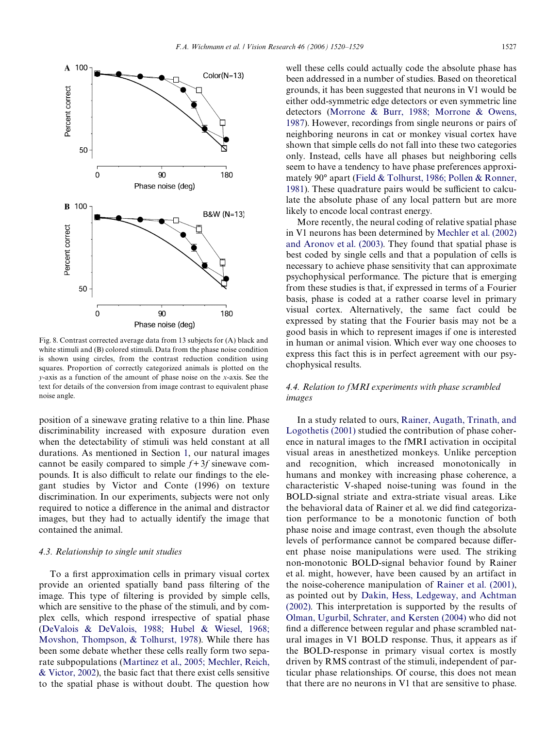A 100

Percent correct

50

Color(N=13)

0 90 180

Phase noise (deg)

B 100

Percent correct

50

B&W (N=13)

0 90 180

Phase noise (deg)

Fig. 8. Contrast corrected average data from 13 subjects for (A) black and white stimuli and (B) colored stimuli. Data from the phase noise condition is shown using circles, from the contrast reduction condition using squares. Proportion of correctly categorized animals is plotted on the $y$-axis as a function of the amount of phase noise on the $x$-axis. See the text for details of the conversion from image contrast to equivalent phase noise angle.

position of a sinewave grating relative to a thin line. Phase discriminability increased with exposure duration even when the detectability of stimuli was held constant at all durations. As mentioned in Section 1, our natural images cannot be easily compared to simple $f + 3f$ sinewave compounds. It is also difficult to relate our findings to the elegant studies by Victor and Conte (1996) on texture discrimination. In our experiments, subjects were not only required to notice a difference in the animal and distractor images, but they had to actually identify the image that contained the animal.

### 4.3. Relationship to single unit studies

To a first approximation cells in primary visual cortex provide an oriented spatially band pass filtering of the image. This type of filtering is provided by simple cells, which are sensitive to the phase of the stimuli, and by complex cells, which respond irrespective of spatial phase (DeValois & DeValois, 1988; Hubel & Wiesel, 1968; Movshon, Thompson, & Tolhurst, 1978). While there has been some debate whether these cells really form two separate subpopulations (Martinez et al., 2005; Mechler, Reich, & Victor, 2002), the basic fact that there exist cells sensitive to the spatial phase is without doubt. The question how well these cells could actually code the absolute phase has been addressed in a number of studies. Based on theoretical grounds, it has been suggested that neurons in V1 would be either odd-symmetric edge detectors or even symmetric line detectors (Morrone & Burr, 1988; Morrone & Owens, 1987). However, recordings from single neurons or pairs of neighboring neurons in cat or monkey visual cortex have shown that simple cells do not fall into these two categories only. Instead, cells have all phases but neighboring cells seem to have a tendency to have phase preferences approximately 90° apart (Field & Tolhurst, 1986; Pollen & Ronner, 1981). These quadrature pairs would be sufficient to calculate the absolute phase of any local pattern but are more likely to encode local contrast energy.

More recently, the neural coding of relative spatial phase in V1 neurons has been determined by Mechler et al. (2002) and Aronov et al. (2003). They found that spatial phase is best coded by single cells and that a population of cells is necessary to achieve phase sensitivity that can approximate psychophysical performance. The picture that is emerging from these studies is that, if expressed in terms of a Fourier basis, phase is coded at a rather coarse level in primary visual cortex. Alternatively, the same fact could be expressed by stating that the Fourier basis may not be a good basis in which to represent images if one is interested in human or animal vision. Which ever way one chooses to express this fact this is in perfect agreement with our psychophysical results.

### 4.4. Relation to fMRI experiments with phase scrambled images

In a study related to ours, Rainer, Augath, Trinath, and Logothetis (2001) studied the contribution of phase coherence in natural images to the fMRI activation in occipital visual areas in anesthetized monkeys. Unlike perception and recognition, which increased monotonically in humans and monkey with increasing phase coherence, a characteristic V-shaped noise-tuning was found in the BOLD-signal striate and extra-striate visual areas. Like the behavioral data of Rainer et al. we did find categorization performance to be a monotonic function of both phase noise and image contrast, even though the absolute levels of performance cannot be compared because different phase noise manipulations were used. The striking non-monotonic BOLD-signal behavior found by Rainer et al. might, however, have been caused by an artifact in the noise-coherence manipulation of Rainer et al. (2001), as pointed out by Dakin, Hess, Ledgeway, and Achtman (2002). This interpretation is supported by the results of Olman, Ugurbil, Schrater, and Kersten (2004) who did not find a difference between regular and phase scrambled natural images in V1 BOLD response. Thus, it appears as if the BOLD-response in primary visual cortex is mostly driven by RMS contrast of the stimuli, independent of particular phase relationships. Of course, this does not mean that there are no neurons in V1 that are sensitive to phase.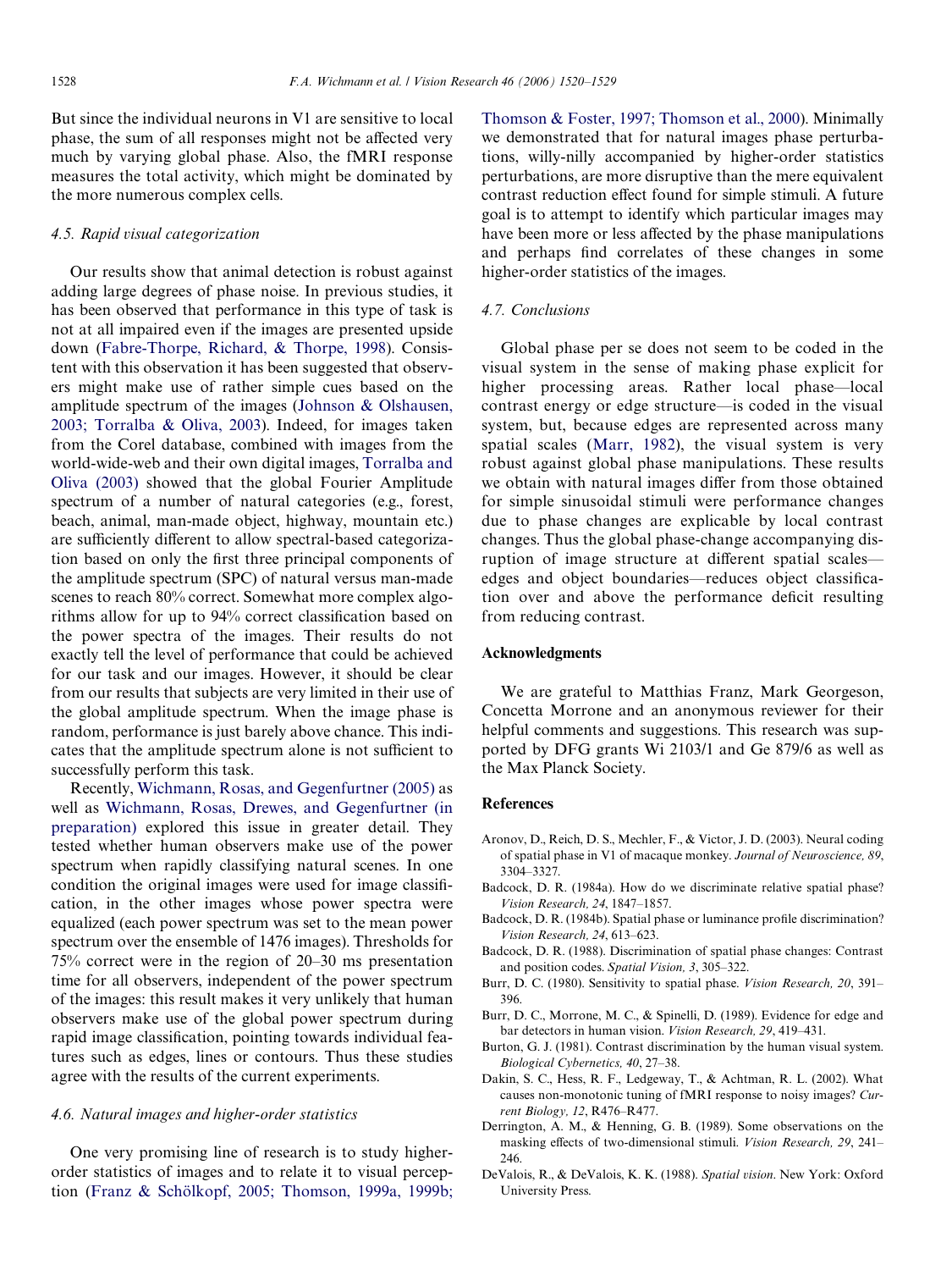But since the individual neurons in V1 are sensitive to local phase, the sum of all responses might not be affected very much by varying global phase. Also, the fMRI response measures the total activity, which might be dominated by the more numerous complex cells.

### 4.5. Rapid visual categorization

Our results show that animal detection is robust against adding large degrees of phase noise. In previous studies, it has been observed that performance in this type of task is not at all impaired even if the images are presented upside down (Fabre-Thorpe, Richard, & Thorpe, 1998). Consistent with this observation it has been suggested that observers might make use of rather simple cues based on the amplitude spectrum of the images (Johnson & Olshausen, 2003; Torralba & Oliva, 2003). Indeed, for images taken from the Corel database, combined with images from the world-wide-web and their own digital images, Torralba and Oliva (2003) showed that the global Fourier Amplitude spectrum of a number of natural categories (e.g., forest, beach, animal, man-made object, highway, mountain etc.) are sufficiently different to allow spectral-based categorization based on only the first three principal components of the amplitude spectrum (SPC) of natural versus man-made scenes to reach 80% correct. Somewhat more complex algorithms allow for up to 94% correct classification based on the power spectra of the images. Their results do not exactly tell the level of performance that could be achieved for our task and our images. However, it should be clear from our results that subjects are very limited in their use of the global amplitude spectrum. When the image phase is random, performance is just barely above chance. This indicates that the amplitude spectrum alone is not sufficient to successfully perform this task.

Recently, Wichmann, Rosas, and Gegenfurtner (2005) as well as Wichmann, Rosas, Drewes, and Gegenfurtner (in preparation) explored this issue in greater detail. They tested whether human observers make use of the power spectrum when rapidly classifying natural scenes. In one condition the original images were used for image classification, in the other images whose power spectra were equalized (each power spectrum was set to the mean power spectrum over the ensemble of 1476 images). Thresholds for 75% correct were in the region of 20–30 ms presentation time for all observers, independent of the power spectrum of the images: this result makes it very unlikely that human observers make use of the global power spectrum during rapid image classification, pointing towards individual features such as edges, lines or contours. Thus these studies agree with the results of the current experiments.

### 4.6. Natural images and higher-order statistics

One very promising line of research is to study higher-order statistics of images and to relate it to visual perception (Franz & Schölkopf, 2005; Thomson, 1999a, 1999b; Thomson & Foster, 1997; Thomson et al., 2000). Minimally we demonstrated that for natural images phase perturbations, willy-nilly accompanied by higher-order statistics perturbations, are more disruptive than the mere equivalent contrast reduction effect found for simple stimuli. A future goal is to attempt to identify which particular images may have been more or less affected by the phase manipulations and perhaps find correlates of these changes in some higher-order statistics of the images.

### 4.7. Conclusions

Global phase per se does not seem to be coded in the visual system in the sense of making phase explicit for higher processing areas. Rather local phase—local contrast energy or edge structure—is coded in the visual system, but, because edges are represented across many spatial scales (Marr, 1982), the visual system is very robust against global phase manipulations. These results we obtain with natural images differ from those obtained for simple sinusoidal stimuli were performance changes due to phase changes are explicable by local contrast changes. Thus the global phase-change accompanying disruption of image structure at different spatial scales—edges and object boundaries—reduces object classification over and above the performance deficit resulting from reducing contrast.

## Acknowledgments

We are grateful to Matthias Franz, Mark Georgeson, Concetta Morrone and an anonymous reviewer for their helpful comments and suggestions. This research was supported by DFG grants Wi 2103/1 and Ge 879/6 as well as the Max Planck Society.

## References

Aronov, D., Reich, D. S., Mechler, F., & Victor, J. D. (2003). Neural coding of spatial phase in V1 of macaque monkey. *Journal of Neuroscience, 89*, 3304–3327.

Badcock, D. R. (1984a). How do we discriminate relative spatial phase? *Vision Research, 24*, 1847–1857.

Badcock, D. R. (1984b). Spatial phase or luminance profile discrimination? *Vision Research, 24*, 613–623.

Badcock, D. R. (1988). Discrimination of spatial phase changes: Contrast and position codes. *Spatial Vision, 3*, 305–322.

Burr, D. C. (1980). Sensitivity to spatial phase. *Vision Research, 20*, 391–396.

Burr, D. C., Morrone, M. C., & Spinelli, D. (1989). Evidence for edge and bar detectors in human vision. *Vision Research, 29*, 419–431.

Burton, G. J. (1981). Contrast discrimination by the human visual system. *Biological Cybernetics, 40*, 27–38.

Dakin, S. C., Hess, R. F., Ledgeway, T., & Achtman, R. L. (2002). What causes non-monotonic tuning of fMRI response to noisy images? *Current Biology, 12*, R476–R477.

Derrington, A. M., & Henning, G. B. (1989). Some observations on the masking effects of two-dimensional stimuli. *Vision Research, 29*, 241–246.

DeValois, R., & DeValois, K. K. (1988). *Spatial vision*. New York: Oxford University Press.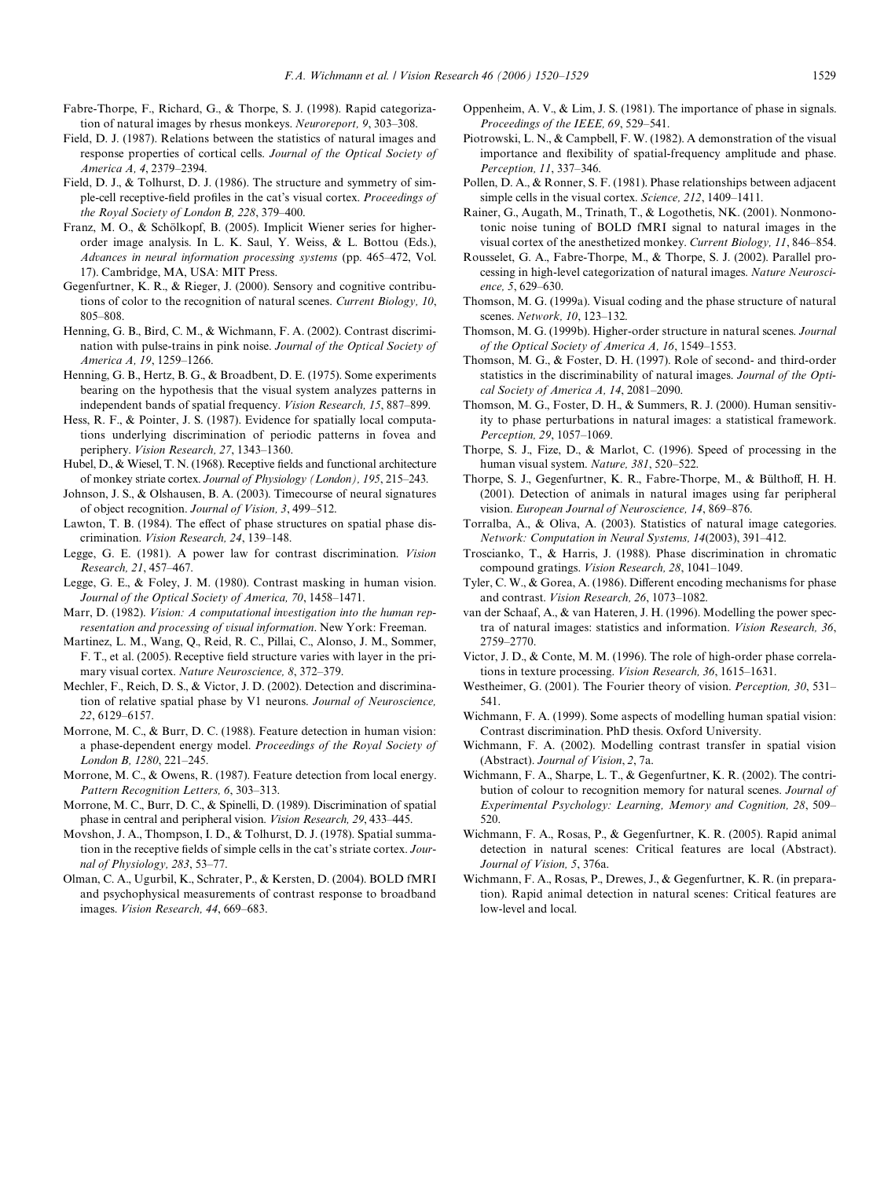Fabre-Thorpe, F., Richard, G., & Thorpe, S. J. (1998). Rapid categorization of natural images by rhesus monkeys. *Neuroreport, 9*, 303–308.

Field, D. J. (1987). Relations between the statistics of natural images and response properties of cortical cells. *Journal of the Optical Society of America A, 4*, 2379–2394.

Field, D. J., & Tolhurst, D. J. (1986). The structure and symmetry of simple-cell receptive-field profiles in the cat's visual cortex. *Proceedings of the Royal Society of London B, 228*, 379–400.

Franz, M. O., & Schölkopf, B. (2005). Implicit Wiener series for higher-order image analysis. In L. K. Saul, Y. Weiss, & L. Bottou (Eds.), *Advances in neural information processing systems* (pp. 465–472, Vol. 17). Cambridge, MA, USA: MIT Press.

Gegenfurtner, K. R., & Rieger, J. (2000). Sensory and cognitive contributions of color to the recognition of natural scenes. *Current Biology, 10*, 805–808.

Henning, G. B., Bird, C. M., & Wichmann, F. A. (2002). Contrast discrimination with pulse-trains in pink noise. *Journal of the Optical Society of America A, 19*, 1259–1266.

Henning, G. B., Hertz, B. G., & Broadbent, D. E. (1975). Some experiments bearing on the hypothesis that the visual system analyzes patterns in independent bands of spatial frequency. *Vision Research, 15*, 887–899.

Hess, R. F., & Pointer, J. S. (1987). Evidence for spatially local computations underlying discrimination of periodic patterns in fovea and periphery. *Vision Research, 27*, 1343–1360.

Hubel, D., & Wiesel, T. N. (1968). Receptive fields and functional architecture of monkey striate cortex. *Journal of Physiology (London), 195*, 215–243.

Johnson, J. S., & Olshausen, B. A. (2003). Timecourse of neural signatures of object recognition. *Journal of Vision, 3*, 499–512.

Lawton, T. B. (1984). The effect of phase structures on spatial phase discrimination. *Vision Research, 24*, 139–148.

Legge, G. E. (1981). A power law for contrast discrimination. *Vision Research, 21*, 457–467.

Legge, G. E., & Foley, J. M. (1980). Contrast masking in human vision. *Journal of the Optical Society of America, 70*, 1458–1471.

Marr, D. (1982). *Vision: A computational investigation into the human representation and processing of visual information*. New York: Freeman.

Martinez, L. M., Wang, Q., Reid, R. C., Pillai, C., Alonso, J. M., Sommer, F. T., et al. (2005). Receptive field structure varies with layer in the primary visual cortex. *Nature Neuroscience, 8*, 372–379.

Mechler, F., Reich, D. S., & Victor, J. D. (2002). Detection and discrimination of relative spatial phase by V1 neurons. *Journal of Neuroscience, 22*, 6129–6157.

Morrone, M. C., & Burr, D. C. (1988). Feature detection in human vision: a phase-dependent energy model. *Proceedings of the Royal Society of London B, 1280*, 221–245.

Morrone, M. C., & Owens, R. (1987). Feature detection from local energy. *Pattern Recognition Letters, 6*, 303–313.

Morrone, M. C., Burr, D. C., & Spinelli, D. (1989). Discrimination of spatial phase in central and peripheral vision. *Vision Research, 29*, 433–445.

Movshon, J. A., Thompson, I. D., & Tolhurst, D. J. (1978). Spatial summation in the receptive fields of simple cells in the cat's striate cortex. *Journal of Physiology, 283*, 53–77.

Olman, C. A., Ugurbil, K., Schrater, P., & Kersten, D. (2004). BOLD fMRI and psychophysical measurements of contrast response to broadband images. *Vision Research, 44*, 669–683.

Oppenheim, A. V., & Lim, J. S. (1981). The importance of phase in signals. *Proceedings of the IEEE, 69*, 529–541.

Piotrowski, L. N., & Campbell, F. W. (1982). A demonstration of the visual importance and flexibility of spatial-frequency amplitude and phase. *Perception, 11*, 337–346.

Pollen, D. A., & Ronner, S. F. (1981). Phase relationships between adjacent simple cells in the visual cortex. *Science, 212*, 1409–1411.

Rainer, G., Augath, M., Trinath, T., & Logothetis, NK. (2001). Nonmonotonic noise tuning of BOLD fMRI signal to natural images in the visual cortex of the anesthetized monkey. *Current Biology, 11*, 846–854.

Rousselet, G. A., Fabre-Thorpe, M., & Thorpe, S. J. (2002). Parallel processing in high-level categorization of natural images. *Nature Neuroscience, 5*, 629–630.

Thomson, M. G. (1999a). Visual coding and the phase structure of natural scenes. *Network, 10*, 123–132.

Thomson, M. G. (1999b). Higher-order structure in natural scenes. *Journal of the Optical Society of America A, 16*, 1549–1553.

Thomson, M. G., & Foster, D. H. (1997). Role of second- and third-order statistics in the discriminability of natural images. *Journal of the Optical Society of America A, 14*, 2081–2090.

Thomson, M. G., Foster, D. H., & Summers, R. J. (2000). Human sensitivity to phase perturbations in natural images: a statistical framework. *Perception, 29*, 1057–1069.

Thorpe, S. J., Fize, D., & Marlot, C. (1996). Speed of processing in the human visual system. *Nature, 381*, 520–522.

Thorpe, S. J., Gegenfurtner, K. R., Fabre-Thorpe, M., & Bülthoff, H. H. (2001). Detection of animals in natural images using far peripheral vision. *European Journal of Neuroscience, 14*, 869–876.

Torralba, A., & Oliva, A. (2003). Statistics of natural image categories. *Network: Computation in Neural Systems, 14*(2003), 391–412.

Troscianko, T., & Harris, J. (1988). Phase discrimination in chromatic compound gratings. *Vision Research, 28*, 1041–1049.

Tyler, C. W., & Gorea, A. (1986). Different encoding mechanisms for phase and contrast. *Vision Research, 26*, 1073–1082.

van der Schaaf, A., & van Hateren, J. H. (1996). Modelling the power spectra of natural images: statistics and information. *Vision Research, 36*, 2759–2770.

Victor, J. D., & Conte, M. M. (1996). The role of high-order phase correlations in texture processing. *Vision Research, 36*, 1615–1631.

Westheimer, G. (2001). The Fourier theory of vision. *Perception, 30*, 531–541.

Wichmann, F. A. (1999). Some aspects of modelling human spatial vision: Contrast discrimination. PhD thesis. Oxford University.

Wichmann, F. A. (2002). Modelling contrast transfer in spatial vision (Abstract). *Journal of Vision*, *2*, 7a.

Wichmann, F. A., Sharpe, L. T., & Gegenfurtner, K. R. (2002). The contribution of colour to recognition memory for natural scenes. *Journal of Experimental Psychology: Learning, Memory and Cognition, 28*, 509–520.

Wichmann, F. A., Rosas, P., & Gegenfurtner, K. R. (2005). Rapid animal detection in natural scenes: Critical features are local (Abstract). *Journal of Vision, 5*, 376a.

Wichmann, F. A., Rosas, P., Drewes, J., & Gegenfurtner, K. R. (in preparation). Rapid animal detection in natural scenes: Critical features are low-level and local.